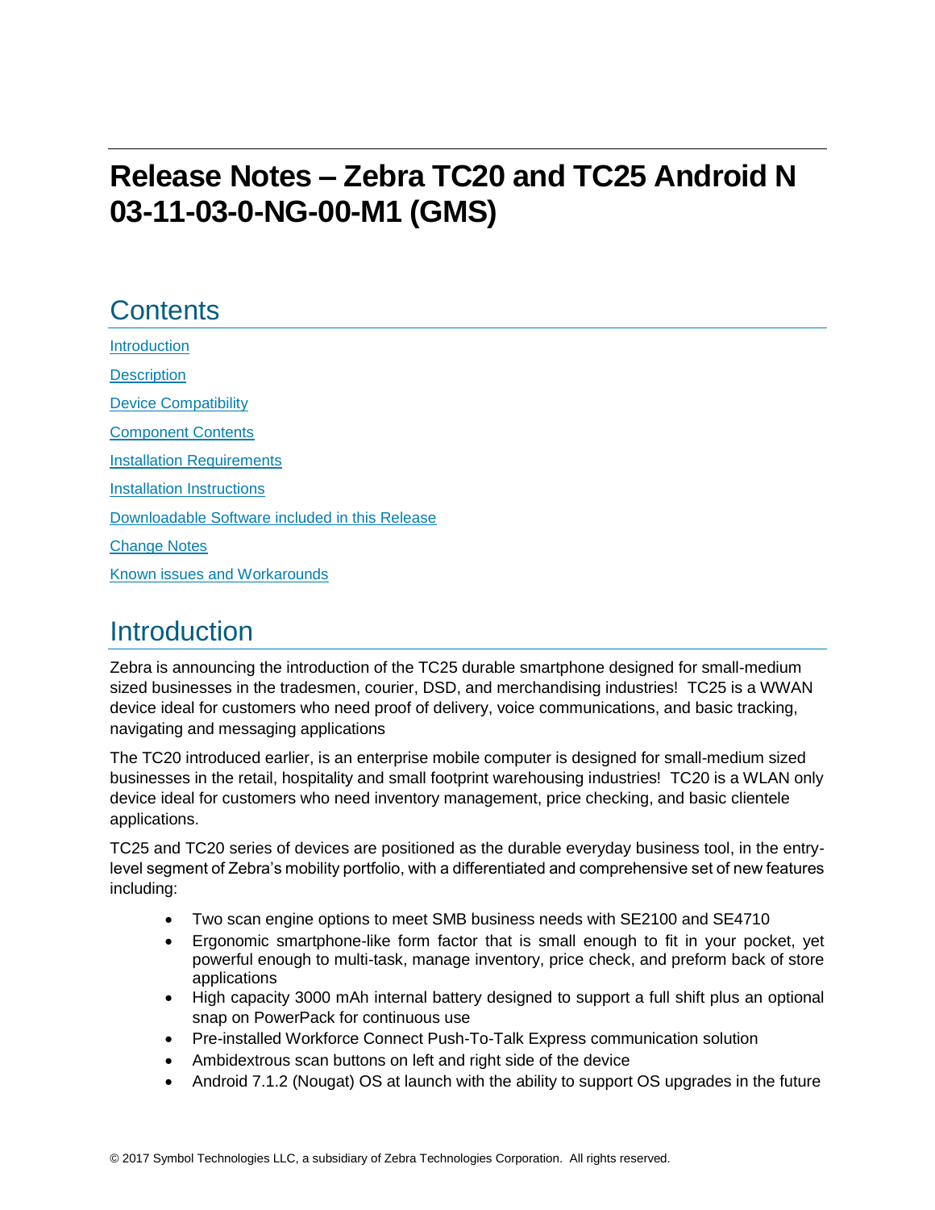# Release Notes – Zebra TC20 and TC25 Android N 03-11-03-0-NG-00-M1 (GMS)

## Contents

[Introduction](#introduction)

[Description](#description)

[Device Compatibility](#device-compatibility)

[Component Contents](#component-contents)

[Installation Requirements](#installation-requirements)

[Installation Instructions](#installation-instructions)

[Downloadable Software included in this Release](#downloadable-software-included-in-this-release)

[Change Notes](#change-notes)

[Known issues and Workarounds](#known-issues-and-workarounds)

## Introduction

Zebra is announcing the introduction of the TC25 durable smartphone designed for small-medium sized businesses in the tradesmen, courier, DSD, and merchandising industries!  TC25 is a WWAN device ideal for customers who need proof of delivery, voice communications, and basic tracking, navigating and messaging applications

The TC20 introduced earlier, is an enterprise mobile computer is designed for small-medium sized businesses in the retail, hospitality and small footprint warehousing industries!  TC20 is a WLAN only device ideal for customers who need inventory management, price checking, and basic clientele applications.

TC25 and TC20 series of devices are positioned as the durable everyday business tool, in the entry-level segment of Zebra's mobility portfolio, with a differentiated and comprehensive set of new features including:

- Two scan engine options to meet SMB business needs with SE2100 and SE4710
- Ergonomic smartphone-like form factor that is small enough to fit in your pocket, yet powerful enough to multi-task, manage inventory, price check, and preform back of store applications
- High capacity 3000 mAh internal battery designed to support a full shift plus an optional snap on PowerPack for continuous use
- Pre-installed Workforce Connect Push-To-Talk Express communication solution
- Ambidextrous scan buttons on left and right side of the device
- Android 7.1.2 (Nougat) OS at launch with the ability to support OS upgrades in the future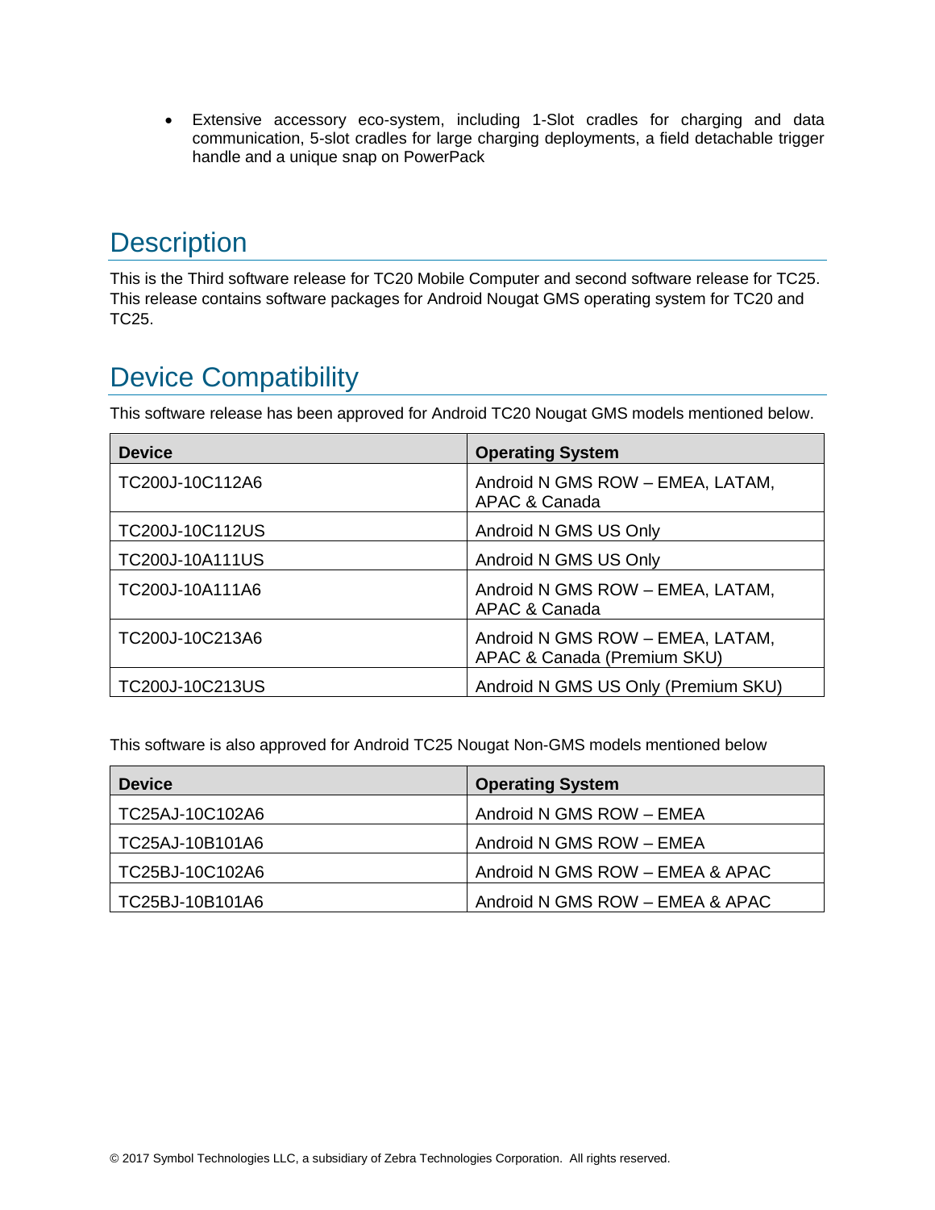- Extensive accessory eco-system, including 1-Slot cradles for charging and data communication, 5-slot cradles for large charging deployments, a field detachable trigger handle and a unique snap on PowerPack

## Description

This is the Third software release for TC20 Mobile Computer and second software release for TC25. This release contains software packages for Android Nougat GMS operating system for TC20 and TC25.

## Device Compatibility

This software release has been approved for Android TC20 Nougat GMS models mentioned below.

| Device | Operating System |
|---|---|
| TC200J-10C112A6 | Android N GMS ROW – EMEA, LATAM, APAC & Canada |
| TC200J-10C112US | Android N GMS US Only |
| TC200J-10A111US | Android N GMS US Only |
| TC200J-10A111A6 | Android N GMS ROW – EMEA, LATAM, APAC & Canada |
| TC200J-10C213A6 | Android N GMS ROW – EMEA, LATAM, APAC & Canada (Premium SKU) |
| TC200J-10C213US | Android N GMS US Only (Premium SKU) |

This software is also approved for Android TC25 Nougat Non-GMS models mentioned below

| Device | Operating System |
|---|---|
| TC25AJ-10C102A6 | Android N GMS ROW – EMEA |
| TC25AJ-10B101A6 | Android N GMS ROW – EMEA |
| TC25BJ-10C102A6 | Android N GMS ROW – EMEA & APAC |
| TC25BJ-10B101A6 | Android N GMS ROW – EMEA & APAC |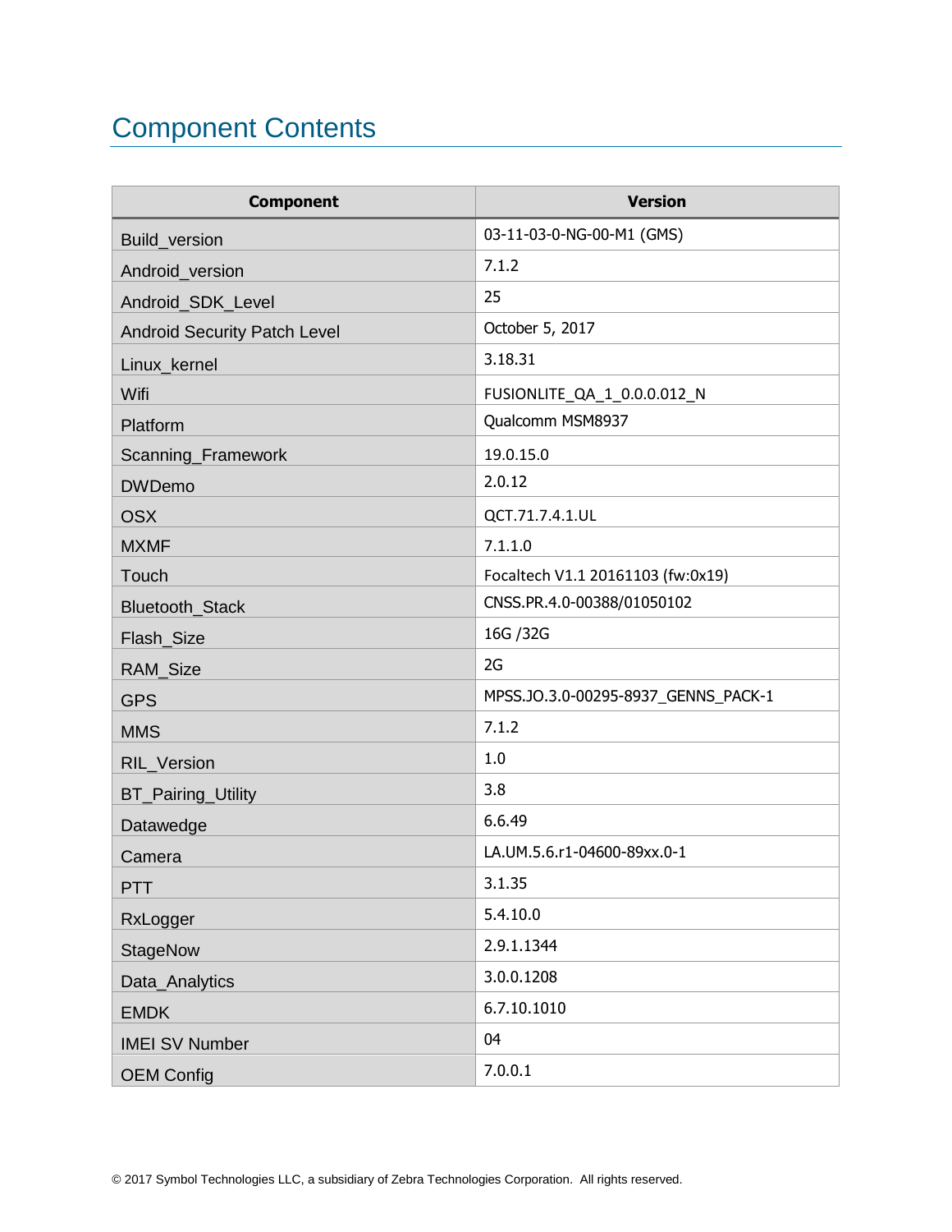# Component Contents

| Component | Version |
|---|---|
| Build_version | 03-11-03-0-NG-00-M1 (GMS) |
| Android_version | 7.1.2 |
| Android_SDK_Level | 25 |
| Android Security Patch Level | October 5, 2017 |
| Linux_kernel | 3.18.31 |
| Wifi | FUSIONLITE_QA_1_0.0.0.012_N |
| Platform | Qualcomm MSM8937 |
| Scanning_Framework | 19.0.15.0 |
| DWDemo | 2.0.12 |
| OSX | QCT.71.7.4.1.UL |
| MXMF | 7.1.1.0 |
| Touch | Focaltech V1.1 20161103 (fw:0x19) |
| Bluetooth_Stack | CNSS.PR.4.0-00388/01050102 |
| Flash_Size | 16G /32G |
| RAM_Size | 2G |
| GPS | MPSS.JO.3.0-00295-8937_GENNS_PACK-1 |
| MMS | 7.1.2 |
| RIL_Version | 1.0 |
| BT_Pairing_Utility | 3.8 |
| Datawedge | 6.6.49 |
| Camera | LA.UM.5.6.r1-04600-89xx.0-1 |
| PTT | 3.1.35 |
| RxLogger | 5.4.10.0 |
| StageNow | 2.9.1.1344 |
| Data_Analytics | 3.0.0.1208 |
| EMDK | 6.7.10.1010 |
| IMEI SV Number | 04 |
| OEM Config | 7.0.0.1 |

© 2017 Symbol Technologies LLC, a subsidiary of Zebra Technologies Corporation. All rights reserved.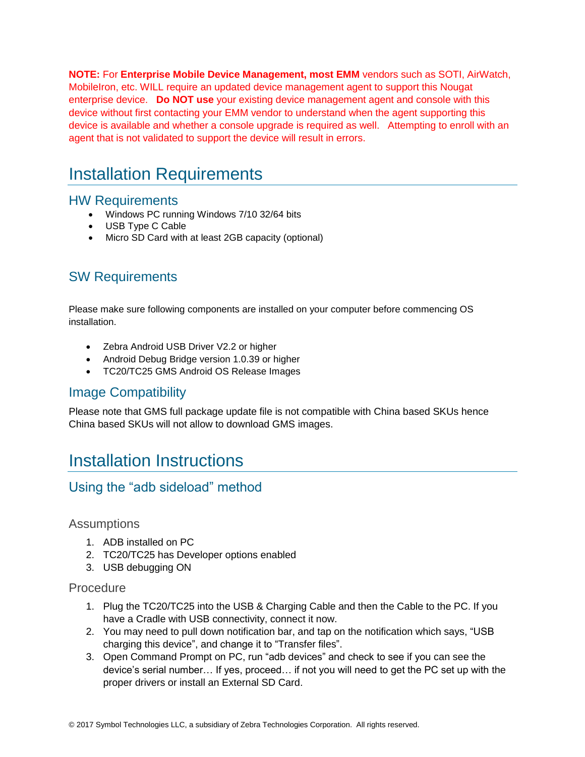**NOTE:** For **Enterprise Mobile Device Management, most EMM** vendors such as SOTI, AirWatch, MobileIron, etc. WILL require an updated device management agent to support this Nougat enterprise device. **Do NOT use** your existing device management agent and console with this device without first contacting your EMM vendor to understand when the agent supporting this device is available and whether a console upgrade is required as well. Attempting to enroll with an agent that is not validated to support the device will result in errors.

# Installation Requirements

## HW Requirements

- Windows PC running Windows 7/10 32/64 bits
- USB Type C Cable
- Micro SD Card with at least 2GB capacity (optional)

## SW Requirements

Please make sure following components are installed on your computer before commencing OS installation.

- Zebra Android USB Driver V2.2 or higher
- Android Debug Bridge version 1.0.39 or higher
- TC20/TC25 GMS Android OS Release Images

## Image Compatibility

Please note that GMS full package update file is not compatible with China based SKUs hence China based SKUs will not allow to download GMS images.

# Installation Instructions

## Using the “adb sideload” method

### Assumptions

1. ADB installed on PC
2. TC20/TC25 has Developer options enabled
3. USB debugging ON

### Procedure

1. Plug the TC20/TC25 into the USB & Charging Cable and then the Cable to the PC. If you have a Cradle with USB connectivity, connect it now.
2. You may need to pull down notification bar, and tap on the notification which says, “USB charging this device”, and change it to “Transfer files”.
3. Open Command Prompt on PC, run “adb devices” and check to see if you can see the device’s serial number… If yes, proceed… if not you will need to get the PC set up with the proper drivers or install an External SD Card.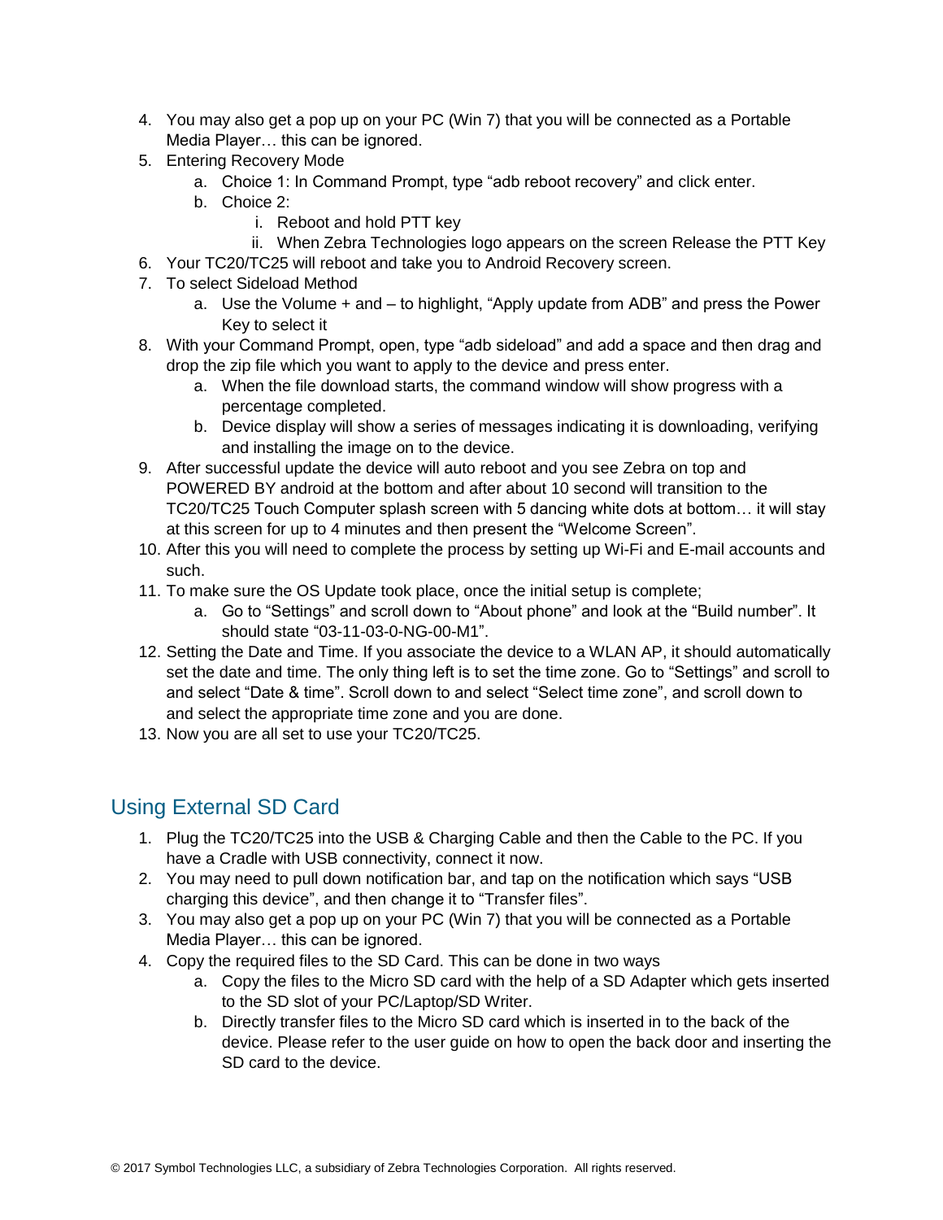4. You may also get a pop up on your PC (Win 7) that you will be connected as a Portable Media Player… this can be ignored.
5. Entering Recovery Mode
    a. Choice 1: In Command Prompt, type “adb reboot recovery” and click enter.
    b. Choice 2:
        i. Reboot and hold PTT key
        ii. When Zebra Technologies logo appears on the screen Release the PTT Key
6. Your TC20/TC25 will reboot and take you to Android Recovery screen.
7. To select Sideload Method
    a. Use the Volume + and – to highlight, “Apply update from ADB” and press the Power Key to select it
8. With your Command Prompt, open, type “adb sideload” and add a space and then drag and drop the zip file which you want to apply to the device and press enter.
    a. When the file download starts, the command window will show progress with a percentage completed.
    b. Device display will show a series of messages indicating it is downloading, verifying and installing the image on to the device.
9. After successful update the device will auto reboot and you see Zebra on top and POWERED BY android at the bottom and after about 10 second will transition to the TC20/TC25 Touch Computer splash screen with 5 dancing white dots at bottom… it will stay at this screen for up to 4 minutes and then present the “Welcome Screen”.
10. After this you will need to complete the process by setting up Wi-Fi and E-mail accounts and such.
11. To make sure the OS Update took place, once the initial setup is complete;
    a. Go to “Settings” and scroll down to “About phone” and look at the “Build number”. It should state “03-11-03-0-NG-00-M1”.
12. Setting the Date and Time. If you associate the device to a WLAN AP, it should automatically set the date and time. The only thing left is to set the time zone. Go to “Settings” and scroll to and select “Date & time”. Scroll down to and select “Select time zone”, and scroll down to and select the appropriate time zone and you are done.
13. Now you are all set to use your TC20/TC25.

## Using External SD Card

1. Plug the TC20/TC25 into the USB & Charging Cable and then the Cable to the PC. If you have a Cradle with USB connectivity, connect it now.
2. You may need to pull down notification bar, and tap on the notification which says “USB charging this device”, and then change it to “Transfer files”.
3. You may also get a pop up on your PC (Win 7) that you will be connected as a Portable Media Player… this can be ignored.
4. Copy the required files to the SD Card. This can be done in two ways
    a. Copy the files to the Micro SD card with the help of a SD Adapter which gets inserted to the SD slot of your PC/Laptop/SD Writer.
    b. Directly transfer files to the Micro SD card which is inserted in to the back of the device. Please refer to the user guide on how to open the back door and inserting the SD card to the device.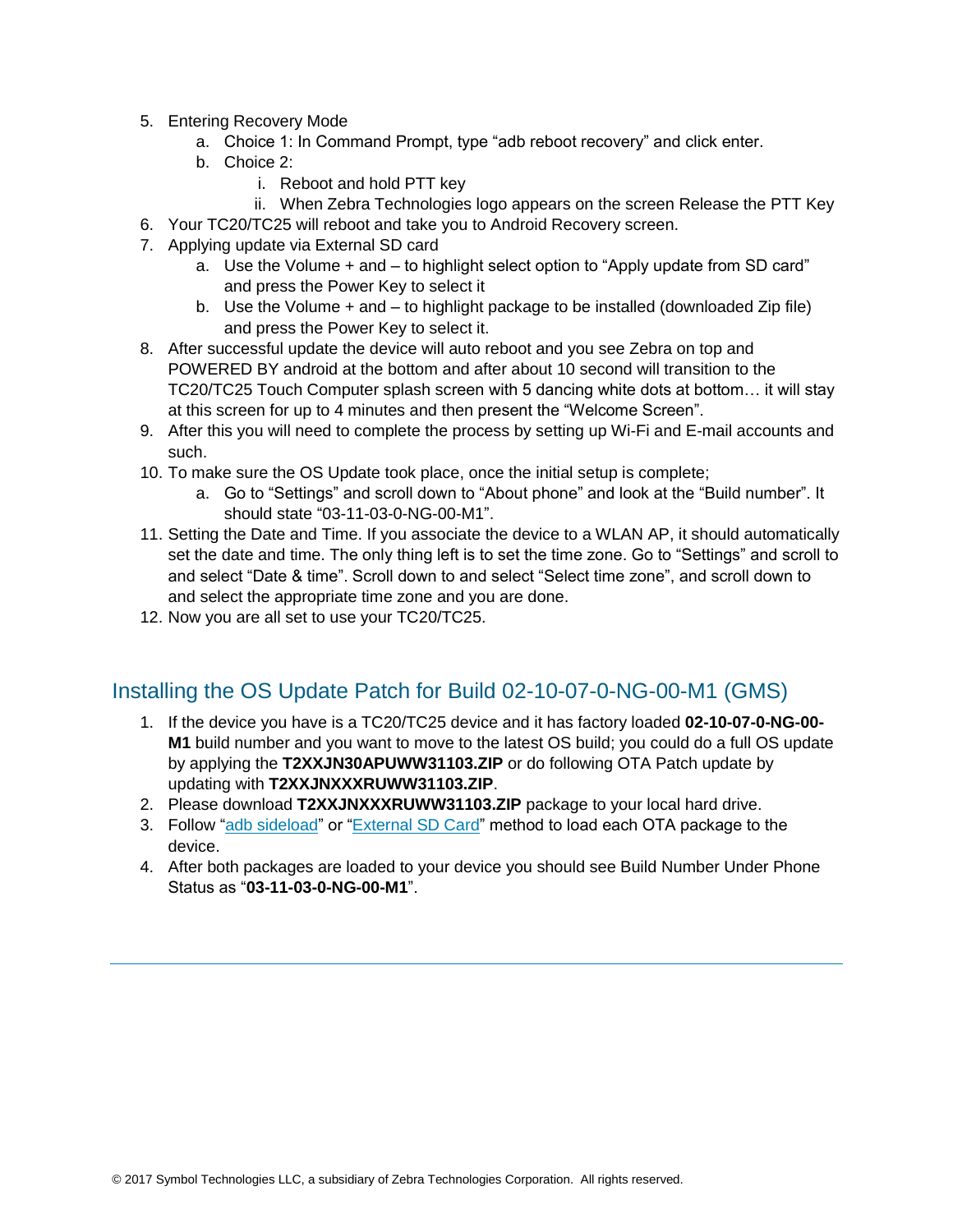5. Entering Recovery Mode
    a. Choice 1: In Command Prompt, type “adb reboot recovery” and click enter.
    b. Choice 2:
        i. Reboot and hold PTT key
        ii. When Zebra Technologies logo appears on the screen Release the PTT Key
6. Your TC20/TC25 will reboot and take you to Android Recovery screen.
7. Applying update via External SD card
    a. Use the Volume + and – to highlight select option to “Apply update from SD card” and press the Power Key to select it
    b. Use the Volume + and – to highlight package to be installed (downloaded Zip file) and press the Power Key to select it.
8. After successful update the device will auto reboot and you see Zebra on top and POWERED BY android at the bottom and after about 10 second will transition to the TC20/TC25 Touch Computer splash screen with 5 dancing white dots at bottom… it will stay at this screen for up to 4 minutes and then present the “Welcome Screen”.
9. After this you will need to complete the process by setting up Wi-Fi and E-mail accounts and such.
10. To make sure the OS Update took place, once the initial setup is complete;
    a. Go to “Settings” and scroll down to “About phone” and look at the “Build number”. It should state “03-11-03-0-NG-00-M1”.
11. Setting the Date and Time. If you associate the device to a WLAN AP, it should automatically set the date and time. The only thing left is to set the time zone. Go to “Settings” and scroll to and select “Date & time”. Scroll down to and select “Select time zone”, and scroll down to and select the appropriate time zone and you are done.
12. Now you are all set to use your TC20/TC25.

## Installing the OS Update Patch for Build 02-10-07-0-NG-00-M1 (GMS)

1. If the device you have is a TC20/TC25 device and it has factory loaded **02-10-07-0-NG-00-M1** build number and you want to move to the latest OS build; you could do a full OS update by applying the **T2XXJN30APUWW31103.ZIP** or do following OTA Patch update by updating with **T2XXJNXXXRUWW31103.ZIP**.
2. Please download **T2XXJNXXXRUWW31103.ZIP** package to your local hard drive.
3. Follow “adb sideload” or “External SD Card” method to load each OTA package to the device.
4. After both packages are loaded to your device you should see Build Number Under Phone Status as “**03-11-03-0-NG-00-M1**”.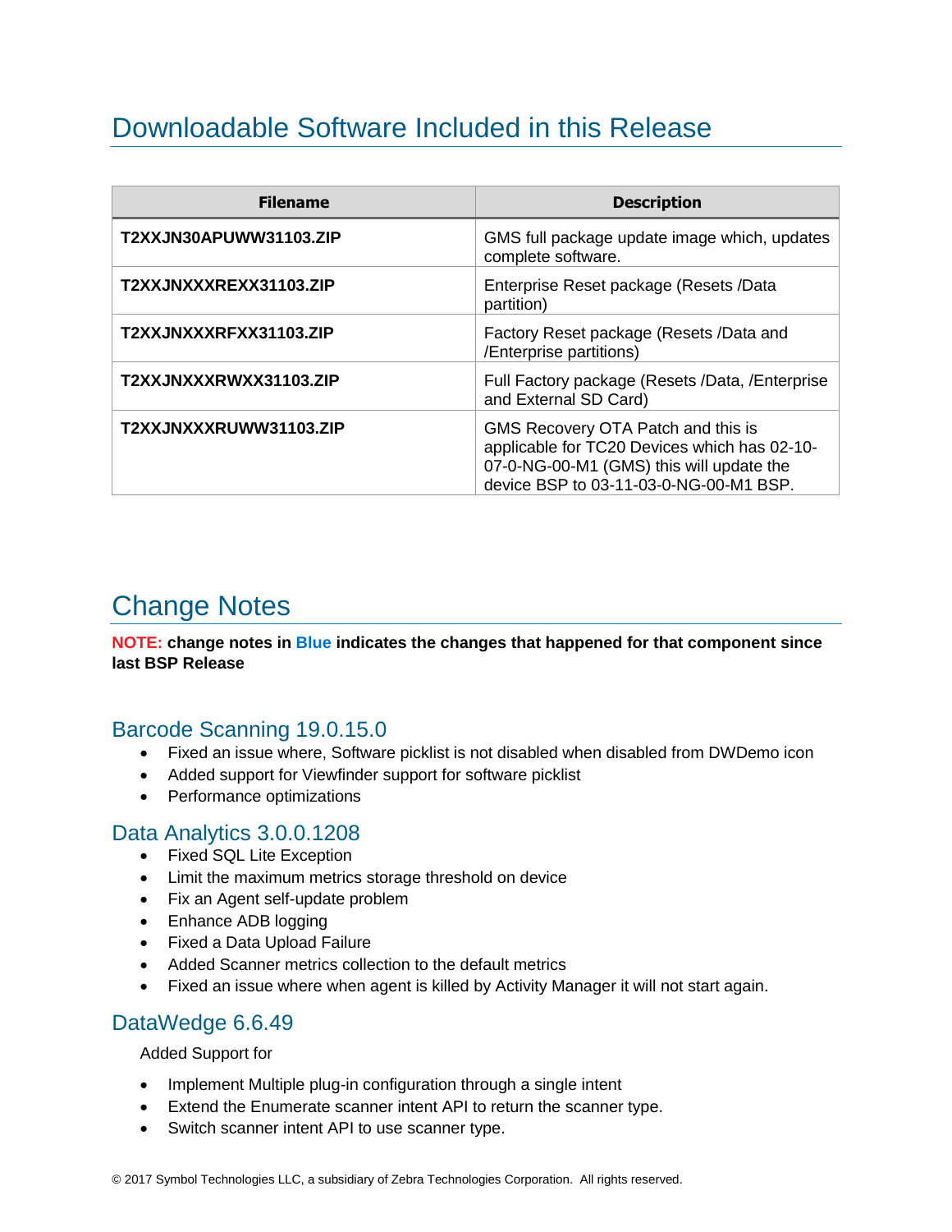# Downloadable Software Included in this Release

| Filename | Description |
| --- | --- |
| **T2XXJN30APUWW31103.ZIP** | GMS full package update image which, updates complete software. |
| **T2XXJNXXXREXX31103.ZIP** | Enterprise Reset package (Resets /Data partition) |
| **T2XXJNXXXRFXX31103.ZIP** | Factory Reset package (Resets /Data and /Enterprise partitions) |
| **T2XXJNXXXRWXX31103.ZIP** | Full Factory package (Resets /Data, /Enterprise and External SD Card) |
| **T2XXJNXXXRUWW31103.ZIP** | GMS Recovery OTA Patch and this is applicable for TC20 Devices which has 02-10-07-0-NG-00-M1 (GMS) this will update the device BSP to 03-11-03-0-NG-00-M1 BSP. |

# Change Notes

**NOTE: change notes in Blue indicates the changes that happened for that component since last BSP Release**

## Barcode Scanning 19.0.15.0

- Fixed an issue where, Software picklist is not disabled when disabled from DWDemo icon
- Added support for Viewfinder support for software picklist
- Performance optimizations

## Data Analytics 3.0.0.1208

- Fixed SQL Lite Exception
- Limit the maximum metrics storage threshold on device
- Fix an Agent self-update problem
- Enhance ADB logging
- Fixed a Data Upload Failure
- Added Scanner metrics collection to the default metrics
- Fixed an issue where when agent is killed by Activity Manager it will not start again.

## DataWedge 6.6.49

Added Support for

- Implement Multiple plug-in configuration through a single intent
- Extend the Enumerate scanner intent API to return the scanner type.
- Switch scanner intent API to use scanner type.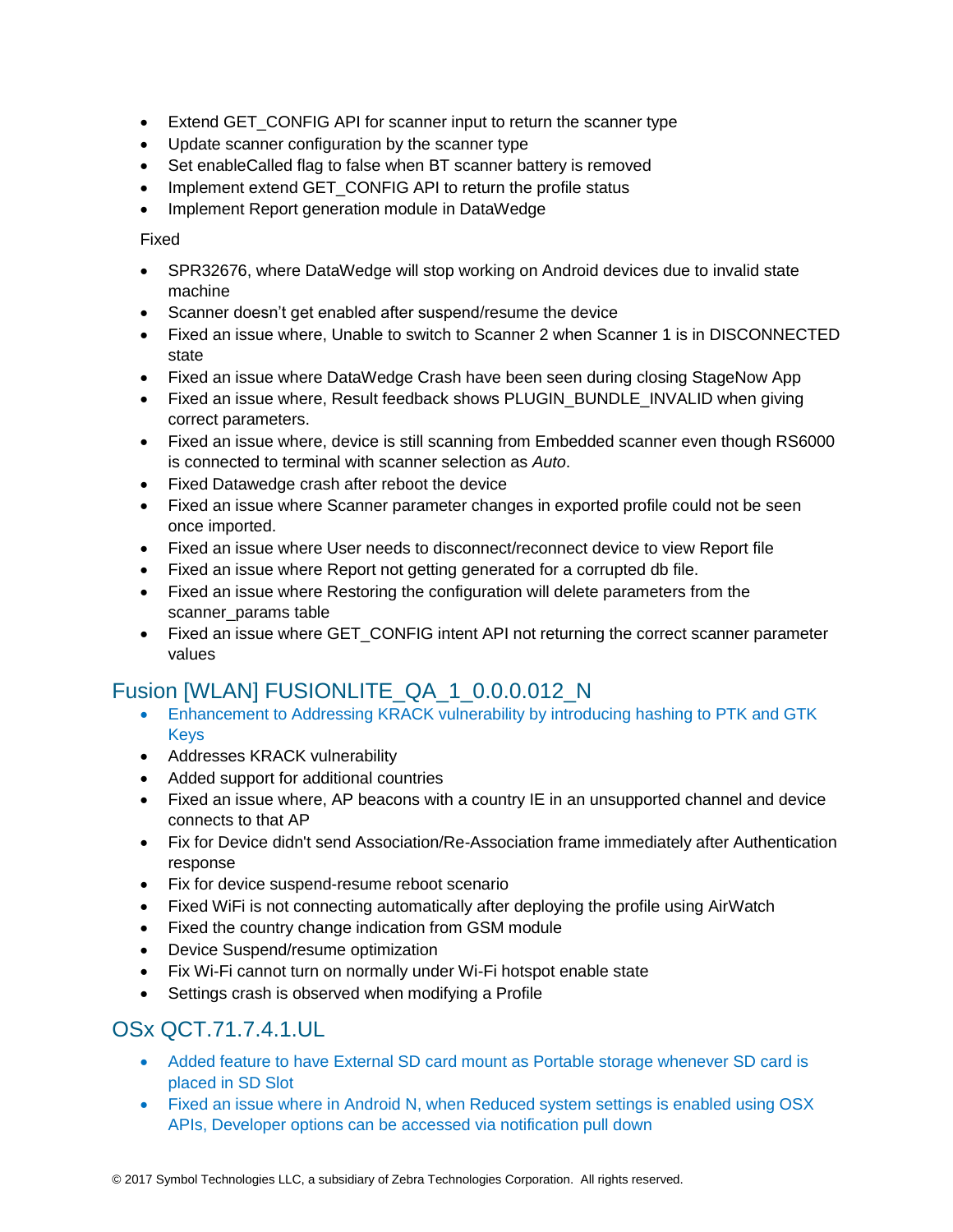- Extend GET_CONFIG API for scanner input to return the scanner type
- Update scanner configuration by the scanner type
- Set enableCalled flag to false when BT scanner battery is removed
- Implement extend GET_CONFIG API to return the profile status
- Implement Report generation module in DataWedge

Fixed

- SPR32676, where DataWedge will stop working on Android devices due to invalid state machine
- Scanner doesn't get enabled after suspend/resume the device
- Fixed an issue where, Unable to switch to Scanner 2 when Scanner 1 is in DISCONNECTED state
- Fixed an issue where DataWedge Crash have been seen during closing StageNow App
- Fixed an issue where, Result feedback shows PLUGIN_BUNDLE_INVALID when giving correct parameters.
- Fixed an issue where, device is still scanning from Embedded scanner even though RS6000 is connected to terminal with scanner selection as *Auto*.
- Fixed Datawedge crash after reboot the device
- Fixed an issue where Scanner parameter changes in exported profile could not be seen once imported.
- Fixed an issue where User needs to disconnect/reconnect device to view Report file
- Fixed an issue where Report not getting generated for a corrupted db file.
- Fixed an issue where Restoring the configuration will delete parameters from the scanner_params table
- Fixed an issue where GET_CONFIG intent API not returning the correct scanner parameter values

## Fusion [WLAN] FUSIONLITE_QA_1_0.0.0.012_N

- Enhancement to Addressing KRACK vulnerability by introducing hashing to PTK and GTK Keys
- Addresses KRACK vulnerability
- Added support for additional countries
- Fixed an issue where, AP beacons with a country IE in an unsupported channel and device connects to that AP
- Fix for Device didn't send Association/Re-Association frame immediately after Authentication response
- Fix for device suspend-resume reboot scenario
- Fixed WiFi is not connecting automatically after deploying the profile using AirWatch
- Fixed the country change indication from GSM module
- Device Suspend/resume optimization
- Fix Wi-Fi cannot turn on normally under Wi-Fi hotspot enable state
- Settings crash is observed when modifying a Profile

## OSx QCT.71.7.4.1.UL

- Added feature to have External SD card mount as Portable storage whenever SD card is placed in SD Slot
- Fixed an issue where in Android N, when Reduced system settings is enabled using OSX APIs, Developer options can be accessed via notification pull down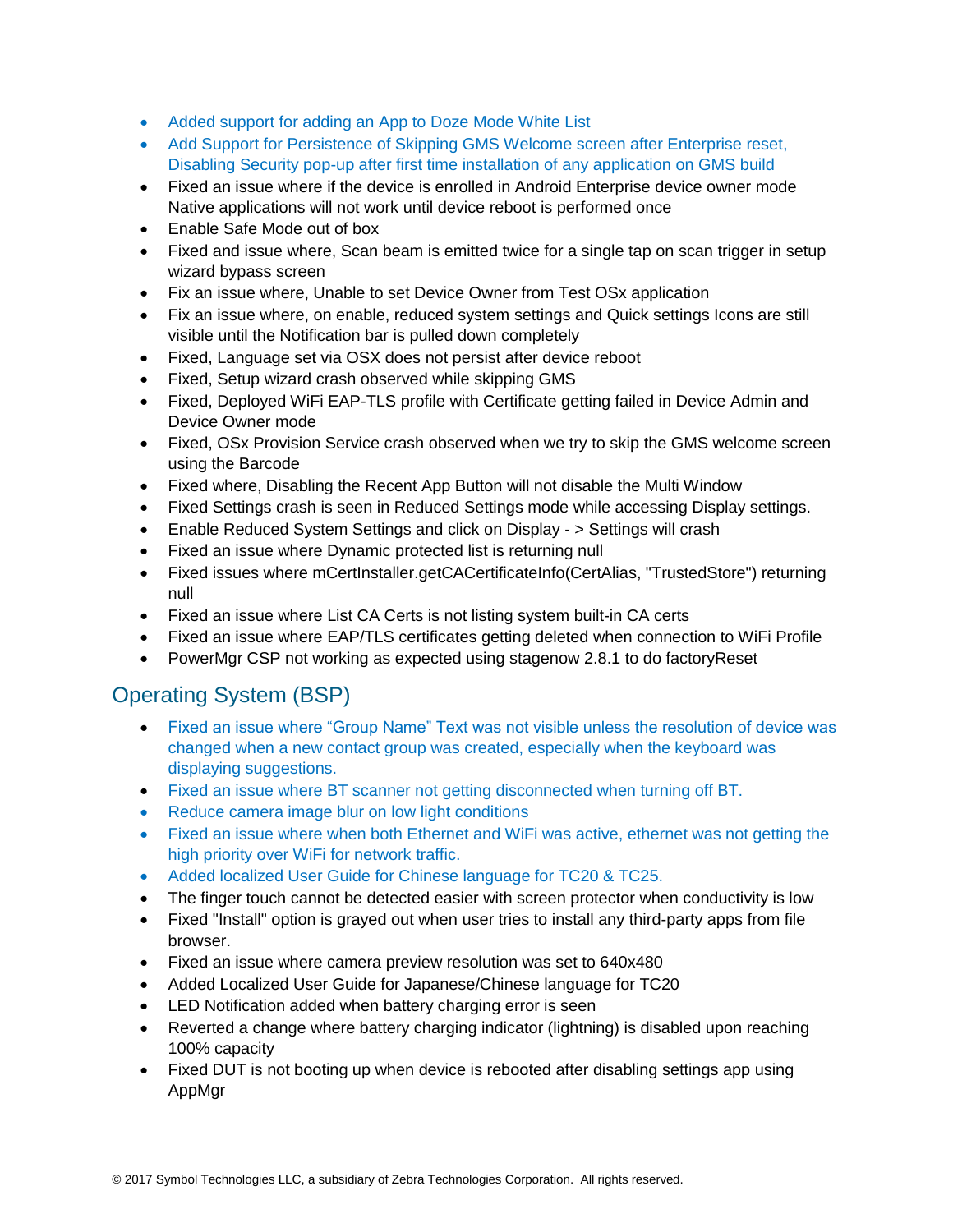- Added support for adding an App to Doze Mode White List
- Add Support for Persistence of Skipping GMS Welcome screen after Enterprise reset, Disabling Security pop-up after first time installation of any application on GMS build
- Fixed an issue where if the device is enrolled in Android Enterprise device owner mode Native applications will not work until device reboot is performed once
- Enable Safe Mode out of box
- Fixed and issue where, Scan beam is emitted twice for a single tap on scan trigger in setup wizard bypass screen
- Fix an issue where, Unable to set Device Owner from Test OSx application
- Fix an issue where, on enable, reduced system settings and Quick settings Icons are still visible until the Notification bar is pulled down completely
- Fixed, Language set via OSX does not persist after device reboot
- Fixed, Setup wizard crash observed while skipping GMS
- Fixed, Deployed WiFi EAP-TLS profile with Certificate getting failed in Device Admin and Device Owner mode
- Fixed, OSx Provision Service crash observed when we try to skip the GMS welcome screen using the Barcode
- Fixed where, Disabling the Recent App Button will not disable the Multi Window
- Fixed Settings crash is seen in Reduced Settings mode while accessing Display settings.
- Enable Reduced System Settings and click on Display - > Settings will crash
- Fixed an issue where Dynamic protected list is returning null
- Fixed issues where mCertInstaller.getCACertificateInfo(CertAlias, "TrustedStore") returning null
- Fixed an issue where List CA Certs is not listing system built-in CA certs
- Fixed an issue where EAP/TLS certificates getting deleted when connection to WiFi Profile
- PowerMgr CSP not working as expected using stagenow 2.8.1 to do factoryReset

## Operating System (BSP)

- Fixed an issue where “Group Name” Text was not visible unless the resolution of device was changed when a new contact group was created, especially when the keyboard was displaying suggestions.
- Fixed an issue where BT scanner not getting disconnected when turning off BT.
- Reduce camera image blur on low light conditions
- Fixed an issue where when both Ethernet and WiFi was active, ethernet was not getting the high priority over WiFi for network traffic.
- Added localized User Guide for Chinese language for TC20 & TC25.
- The finger touch cannot be detected easier with screen protector when conductivity is low
- Fixed "Install" option is grayed out when user tries to install any third-party apps from file browser.
- Fixed an issue where camera preview resolution was set to 640x480
- Added Localized User Guide for Japanese/Chinese language for TC20
- LED Notification added when battery charging error is seen
- Reverted a change where battery charging indicator (lightning) is disabled upon reaching 100% capacity
- Fixed DUT is not booting up when device is rebooted after disabling settings app using AppMgr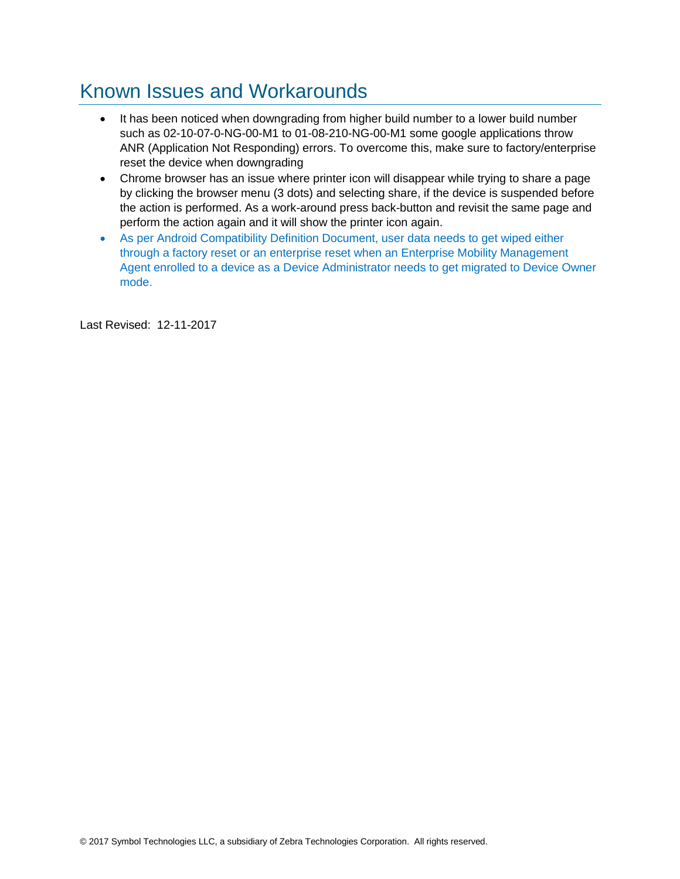# Known Issues and Workarounds

- It has been noticed when downgrading from higher build number to a lower build number such as 02-10-07-0-NG-00-M1 to 01-08-210-NG-00-M1 some google applications throw ANR (Application Not Responding) errors. To overcome this, make sure to factory/enterprise reset the device when downgrading
- Chrome browser has an issue where printer icon will disappear while trying to share a page by clicking the browser menu (3 dots) and selecting share, if the device is suspended before the action is performed. As a work-around press back-button and revisit the same page and perform the action again and it will show the printer icon again.
- As per Android Compatibility Definition Document, user data needs to get wiped either through a factory reset or an enterprise reset when an Enterprise Mobility Management Agent enrolled to a device as a Device Administrator needs to get migrated to Device Owner mode.

Last Revised: 12-11-2017

© 2017 Symbol Technologies LLC, a subsidiary of Zebra Technologies Corporation. All rights reserved.